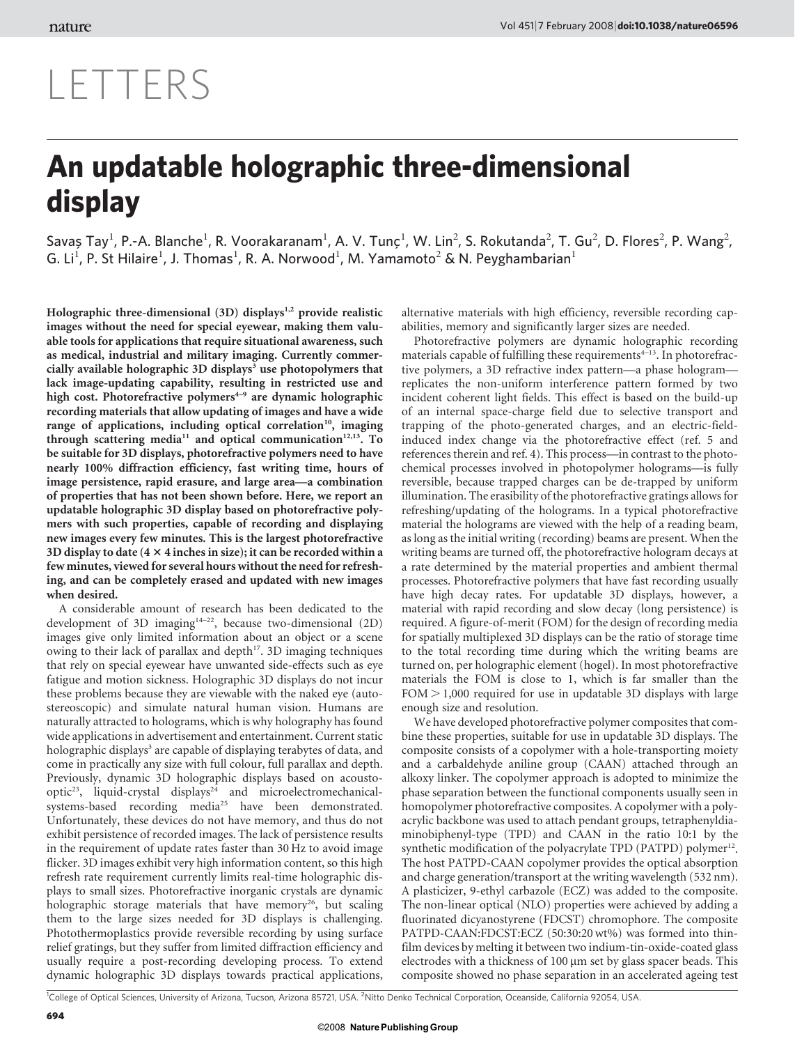LETTERS

# An updatable holographic three-dimensional display

Savaş Tay[1], P.-A. Blanche[1], R. Voorakaranam[1], A. V. Tunç[1], W. Lin[2], S. Rokutanda[2], T. Gu[2], D. Flores[2], P. Wang[2], G. Li[1], P. St Hilaire[1], J. Thomas[1], R. A. Norwood[1], M. Yamamoto[2] & N. Peyghambarian[1]

**Holographic three-dimensional (3D) displays[1,2] provide realistic images without the need for special eyewear, making them valuable tools for applications that require situational awareness, such as medical, industrial and military imaging. Currently commercially available holographic 3D displays[3] use photopolymers that lack image-updating capability, resulting in restricted use and high cost. Photorefractive polymers[4–9] are dynamic holographic recording materials that allow updating of images and have a wide range of applications, including optical correlation[10], imaging through scattering media[11] and optical communication[12,13]. To be suitable for 3D displays, photorefractive polymers need to have nearly 100% diffraction efficiency, fast writing time, hours of image persistence, rapid erasure, and large area—a combination of properties that has not been shown before. Here, we report an updatable holographic 3D display based on photorefractive polymers with such properties, capable of recording and displaying new images every few minutes. This is the largest photorefractive 3D display to date (4 × 4 inches in size); it can be recorded within a few minutes, viewed for several hours without the need for refreshing, and can be completely erased and updated with new images when desired.**

A considerable amount of research has been dedicated to the development of 3D imaging[14–22], because two-dimensional (2D) images give only limited information about an object or a scene owing to their lack of parallax and depth[17]. 3D imaging techniques that rely on special eyewear have unwanted side-effects such as eye fatigue and motion sickness. Holographic 3D displays do not incur these problems because they are viewable with the naked eye (autostereoscopic) and simulate natural human vision. Humans are naturally attracted to holograms, which is why holography has found wide applications in advertisement and entertainment. Current static holographic displays[3] are capable of displaying terabytes of data, and come in practically any size with full colour, full parallax and depth. Previously, dynamic 3D holographic displays based on acousto-optic[23], liquid-crystal displays[24] and microelectromechanical-systems-based recording media[25] have been demonstrated. Unfortunately, these devices do not have memory, and thus do not exhibit persistence of recorded images. The lack of persistence results in the requirement of update rates faster than 30 Hz to avoid image flicker. 3D images exhibit very high information content, so this high refresh rate requirement currently limits real-time holographic displays to small sizes. Photorefractive inorganic crystals are dynamic holographic storage materials that have memory[26], but scaling them to the large sizes needed for 3D displays is challenging. Photothermoplastics provide reversible recording by using surface relief gratings, but they suffer from limited diffraction efficiency and usually require a post-recording developing process. To extend dynamic holographic 3D displays towards practical applications, alternative materials with high efficiency, reversible recording capabilities, memory and significantly larger sizes are needed.

Photorefractive polymers are dynamic holographic recording materials capable of fulfilling these requirements[4–13]. In photorefractive polymers, a 3D refractive index pattern—a phase hologram—replicates the non-uniform interference pattern formed by two incident coherent light fields. This effect is based on the build-up of an internal space-charge field due to selective transport and trapping of the photo-generated charges, and an electric-field-induced index change via the photorefractive effect (ref. 5 and references therein and ref. 4). This process—in contrast to the photochemical processes involved in photopolymer holograms—is fully reversible, because trapped charges can be de-trapped by uniform illumination. The erasibility of the photorefractive gratings allows for refreshing/updating of the holograms. In a typical photorefractive material the holograms are viewed with the help of a reading beam, as long as the initial writing (recording) beams are present. When the writing beams are turned off, the photorefractive hologram decays at a rate determined by the material properties and ambient thermal processes. Photorefractive polymers that have fast recording usually have high decay rates. For updatable 3D displays, however, a material with rapid recording and slow decay (long persistence) is required. A figure-of-merit (FOM) for the design of recording media for spatially multiplexed 3D displays can be the ratio of storage time to the total recording time during which the writing beams are turned on, per holographic element (hogel). In most photorefractive materials the FOM is close to 1, which is far smaller than the FOM > 1,000 required for use in updatable 3D displays with large enough size and resolution.

We have developed photorefractive polymer composites that combine these properties, suitable for use in updatable 3D displays. The composite consists of a copolymer with a hole-transporting moiety and a carbaldehyde aniline group (CAAN) attached through an alkoxy linker. The copolymer approach is adopted to minimize the phase separation between the functional components usually seen in homopolymer photorefractive composites. A copolymer with a polyacrylic backbone was used to attach pendant groups, tetraphenyldiaminobiphenyl-type (TPD) and CAAN in the ratio 10:1 by the synthetic modification of the polyacrylate TPD (PATPD) polymer[12]. The host PATPD-CAAN copolymer provides the optical absorption and charge generation/transport at the writing wavelength (532 nm). A plasticizer, 9-ethyl carbazole (ECZ) was added to the composite. The non-linear optical (NLO) properties were achieved by adding a fluorinated dicyanostyrene (FDCST) chromophore. The composite PATPD-CAAN:FDCST:ECZ (50:30:20 wt%) was formed into thin-film devices by melting it between two indium-tin-oxide-coated glass electrodes with a thickness of 100 μm set by glass spacer beads. This composite showed no phase separation in an accelerated ageing test

[1]College of Optical Sciences, University of Arizona, Tucson, Arizona 85721, USA. [2]Nitto Denko Technical Corporation, Oceanside, California 92054, USA.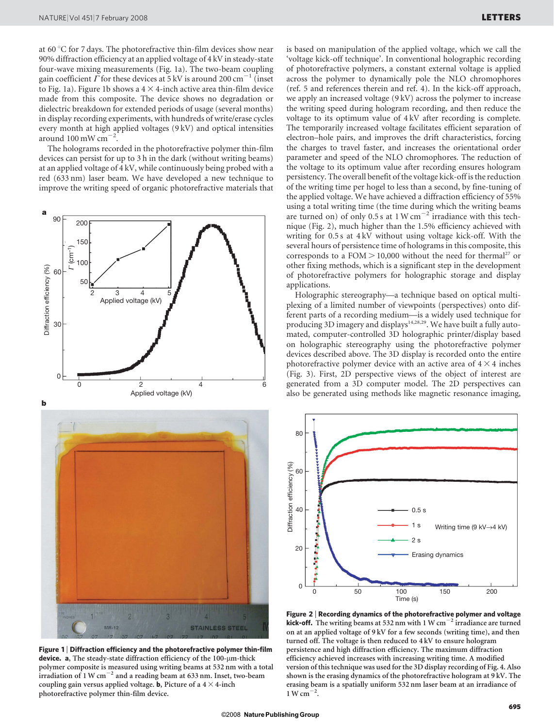at 60 °C for 7 days. The photorefractive thin-film devices show near 90% diffraction efficiency at an applied voltage of 4 kV in steady-state four-wave mixing measurements (Fig. 1a). The two-beam coupling gain coefficient $\Gamma$ for these devices at 5 kV is around 200 cm$^{-1}$ (inset to Fig. 1a). Figure 1b shows a $4 \times 4$-inch active area thin-film device made from this composite. The device shows no degradation or dielectric breakdown for extended periods of usage (several months) in display recording experiments, with hundreds of write/erase cycles every month at high applied voltages (9 kV) and optical intensities around 100 mW cm$^{-2}$.

The holograms recorded in the photorefractive polymer thin-film devices can persist for up to 3 h in the dark (without writing beams) at an applied voltage of 4 kV, while continuously being probed with a red (633 nm) laser beam. We have developed a new technique to improve the writing speed of organic photorefractive materials that is based on manipulation of the applied voltage, which we call the 'voltage kick-off technique'. In conventional holographic recording of photorefractive polymers, a constant external voltage is applied across the polymer to dynamically pole the NLO chromophores (ref. 5 and references therein and ref. 4). In the kick-off approach, we apply an increased voltage (9 kV) across the polymer to increase the writing speed during hologram recording, and then reduce the voltage to its optimum value of 4 kV after recording is complete. The temporarily increased voltage facilitates efficient separation of electron–hole pairs, and improves the drift characteristics, forcing the charges to travel faster, and increases the orientational order parameter and speed of the NLO chromophores. The reduction of the voltage to its optimum value after recording ensures hologram persistency. The overall benefit of the voltage kick-off is the reduction of the writing time per hogel to less than a second, by fine-tuning of the applied voltage. We have achieved a diffraction efficiency of 55% using a total writing time (the time during which the writing beams are turned on) of only 0.5 s at 1 W cm$^{-2}$ irradiance with this technique (Fig. 2), much higher than the 1.5% efficiency achieved with writing for 0.5 s at 4 kV without using voltage kick-off. With the several hours of persistence time of holograms in this composite, this corresponds to a FOM > 10,000 without the need for thermal[27] or other fixing methods, which is a significant step in the development of photorefractive polymers for holographic storage and display applications.

Holographic stereography—a technique based on optical multiplexing of a limited number of viewpoints (perspectives) onto different parts of a recording medium—is a widely used technique for producing 3D imagery and displays[14,28,29]. We have built a fully automated, computer-controlled 3D holographic printer/display based on holographic stereography using the photorefractive polymer devices described above. The 3D display is recorded onto the entire photorefractive polymer device with an active area of $4 \times 4$ inches (Fig. 3). First, 2D perspective views of the object of interest are generated from a 3D computer model. The 2D perspectives can also be generated using methods like magnetic resonance imaging,

**Figure 1 | Diffraction efficiency and the photorefractive polymer thin-film device.** **a**, The steady-state diffraction efficiency of the 100-μm-thick polymer composite is measured using writing beams at 532 nm with a total irradiation of 1 W cm$^{-2}$ and a reading beam at 633 nm. Inset, two-beam coupling gain versus applied voltage. **b**, Picture of a $4 \times 4$-inch photorefractive polymer thin-film device.

**Figure 2 | Recording dynamics of the photorefractive polymer and voltage kick-off.** The writing beams at 532 nm with 1 W cm$^{-2}$ irradiance are turned on at an applied voltage of 9 kV for a few seconds (writing time), and then turned off. The voltage is then reduced to 4 kV to ensure hologram persistence and high diffraction efficiency. The maximum diffraction efficiency achieved increases with increasing writing time. A modified version of this technique was used for the 3D display recording of Fig. 4. Also shown is the erasing dynamics of the photorefractive hologram at 9 kV. The erasing beam is a spatially uniform 532 nm laser beam at an irradiance of 1 W cm$^{-2}$.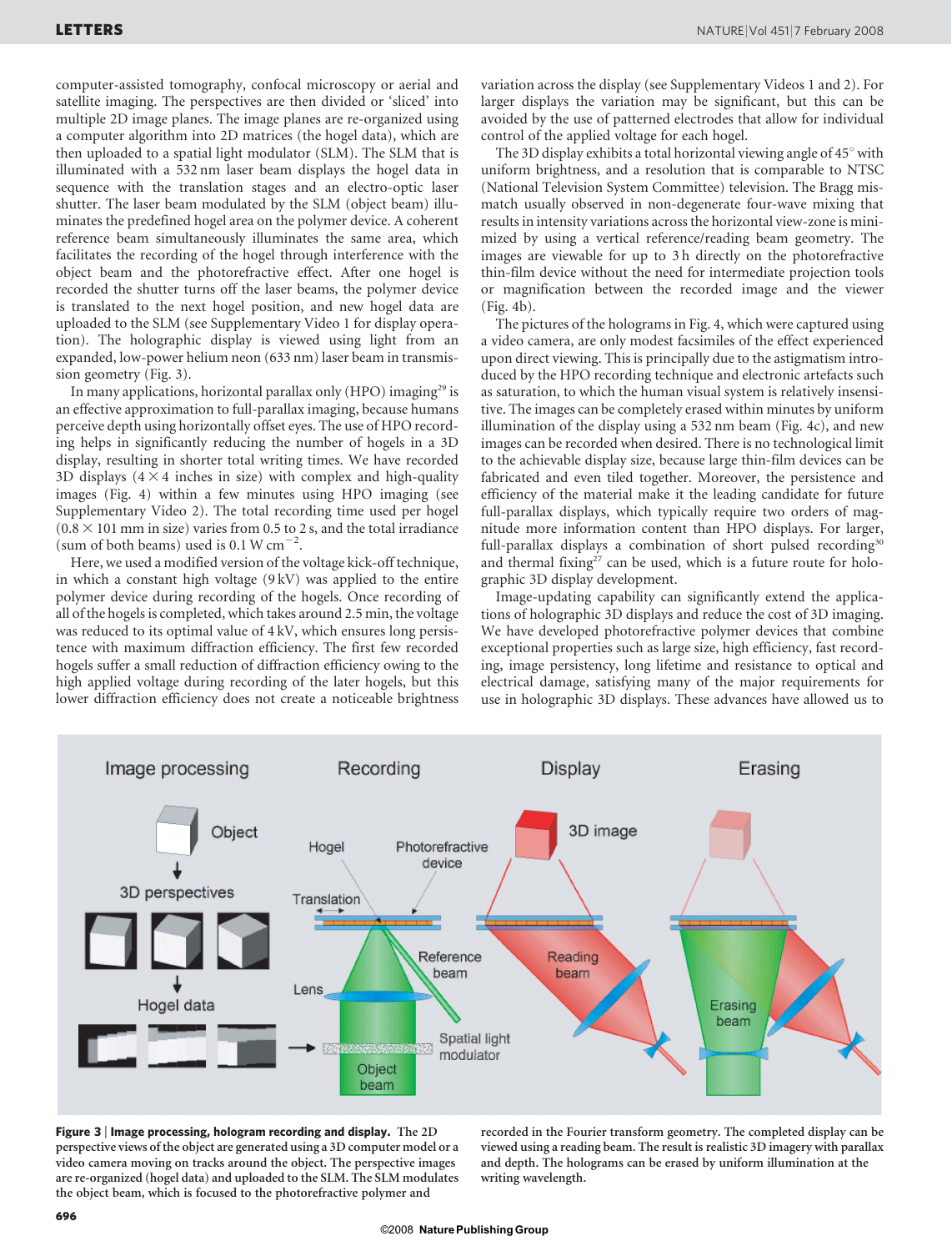computer-assisted tomography, confocal microscopy or aerial and satellite imaging. The perspectives are then divided or 'sliced' into multiple 2D image planes. The image planes are re-organized using a computer algorithm into 2D matrices (the hogel data), which are then uploaded to a spatial light modulator (SLM). The SLM that is illuminated with a 532 nm laser beam displays the hogel data in sequence with the translation stages and an electro-optic laser shutter. The laser beam modulated by the SLM (object beam) illuminates the predefined hogel area on the polymer device. A coherent reference beam simultaneously illuminates the same area, which facilitates the recording of the hogel through interference with the object beam and the photorefractive effect. After one hogel is recorded the shutter turns off the laser beams, the polymer device is translated to the next hogel position, and new hogel data are uploaded to the SLM (see Supplementary Video 1 for display operation). The holographic display is viewed using light from an expanded, low-power helium neon (633 nm) laser beam in transmission geometry (Fig. 3).

In many applications, horizontal parallax only (HPO) imaging[29] is an effective approximation to full-parallax imaging, because humans perceive depth using horizontally offset eyes. The use of HPO recording helps in significantly reducing the number of hogels in a 3D display, resulting in shorter total writing times. We have recorded 3D displays ($4 \times 4$ inches in size) with complex and high-quality images (Fig. 4) within a few minutes using HPO imaging (see Supplementary Video 2). The total recording time used per hogel ($0.8 \times 101$ mm in size) varies from 0.5 to 2 s, and the total irradiance (sum of both beams) used is 0.1 W cm$^{-2}$.

Here, we used a modified version of the voltage kick-off technique, in which a constant high voltage (9 kV) was applied to the entire polymer device during recording of the hogels. Once recording of all of the hogels is completed, which takes around 2.5 min, the voltage was reduced to its optimal value of 4 kV, which ensures long persistence with maximum diffraction efficiency. The first few recorded hogels suffer a small reduction of diffraction efficiency owing to the high applied voltage during recording of the later hogels, but this lower diffraction efficiency does not create a noticeable brightness variation across the display (see Supplementary Videos 1 and 2). For larger displays the variation may be significant, but this can be avoided by the use of patterned electrodes that allow for individual control of the applied voltage for each hogel.

The 3D display exhibits a total horizontal viewing angle of 45° with uniform brightness, and a resolution that is comparable to NTSC (National Television System Committee) television. The Bragg mismatch usually observed in non-degenerate four-wave mixing that results in intensity variations across the horizontal view-zone is minimized by using a vertical reference/reading beam geometry. The images are viewable for up to 3 h directly on the photorefractive thin-film device without the need for intermediate projection tools or magnification between the recorded image and the viewer (Fig. 4b).

The pictures of the holograms in Fig. 4, which were captured using a video camera, are only modest facsimiles of the effect experienced upon direct viewing. This is principally due to the astigmatism introduced by the HPO recording technique and electronic artefacts such as saturation, to which the human visual system is relatively insensitive. The images can be completely erased within minutes by uniform illumination of the display using a 532 nm beam (Fig. 4c), and new images can be recorded when desired. There is no technological limit to the achievable display size, because large thin-film devices can be fabricated and even tiled together. Moreover, the persistence and efficiency of the material make it the leading candidate for future full-parallax displays, which typically require two orders of magnitude more information content than HPO displays. For larger, full-parallax displays a combination of short pulsed recording[30] and thermal fixing[27] can be used, which is a future route for holographic 3D display development.

Image-updating capability can significantly extend the applications of holographic 3D displays and reduce the cost of 3D imaging. We have developed photorefractive polymer devices that combine exceptional properties such as large size, high efficiency, fast recording, image persistency, long lifetime and resistance to optical and electrical damage, satisfying many of the major requirements for use in holographic 3D displays. These advances have allowed us to

**Figure 3 | Image processing, hologram recording and display.** The 2D perspective views of the object are generated using a 3D computer model or a video camera moving on tracks around the object. The perspective images are re-organized (hogel data) and uploaded to the SLM. The SLM modulates the object beam, which is focused to the photorefractive polymer and recorded in the Fourier transform geometry. The completed display can be viewed using a reading beam. The result is realistic 3D imagery with parallax and depth. The holograms can be erased by uniform illumination at the writing wavelength.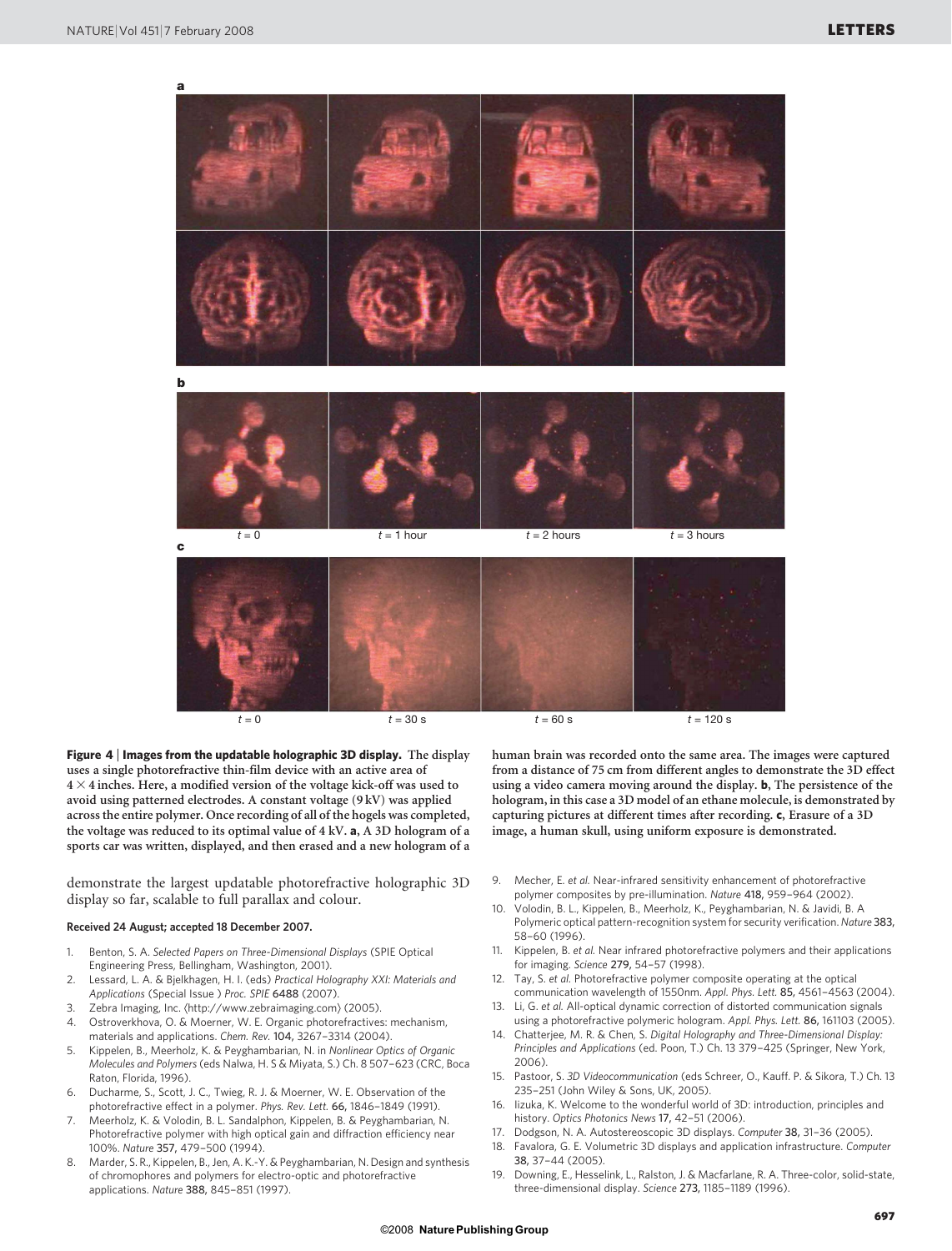a

b

$t = 0$ $t = 1$ hour $t = 2$ hours $t = 3$ hours

c

$t = 0$ $t = 30$ s $t = 60$ s $t = 120$ s

**Figure 4 | Images from the updatable holographic 3D display. The display uses a single photorefractive thin-film device with an active area of 4 × 4 inches. Here, a modified version of the voltage kick-off was used to avoid using patterned electrodes. A constant voltage (9 kV) was applied across the entire polymer. Once recording of all of the hogels was completed, the voltage was reduced to its optimal value of 4 kV. a, A 3D hologram of a sports car was written, displayed, and then erased and a new hologram of a human brain was recorded onto the same area. The images were captured from a distance of 75 cm from different angles to demonstrate the 3D effect using a video camera moving around the display. b, The persistence of the hologram, in this case a 3D model of an ethane molecule, is demonstrated by capturing pictures at different times after recording. c, Erasure of a 3D image, a human skull, using uniform exposure is demonstrated.**

demonstrate the largest updatable photorefractive holographic 3D display so far, scalable to full parallax and colour.

**Received 24 August; accepted 18 December 2007.**

1. Benton, S. A. *Selected Papers on Three-Dimensional Displays* (SPIE Optical Engineering Press, Bellingham, Washington, 2001).
2. Lessard, L. A. & Bjelkhagen, H. I. (eds) *Practical Holography XXI: Materials and Applications* (Special Issue ) *Proc. SPIE* **6488** (2007).
3. Zebra Imaging, Inc. ⟨http://www.zebraimaging.com⟩ (2005).
4. Ostroverkhova, O. & Moerner, W. E. Organic photorefractives: mechanism, materials and applications. *Chem. Rev.* **104,** 3267–3314 (2004).
5. Kippelen, B., Meerholz, K. & Peyghambarian, N. in *Nonlinear Optics of Organic Molecules and Polymers* (eds Nalwa, H. S & Miyata, S.) Ch. 8 507–623 (CRC, Boca Raton, Florida, 1996).
6. Ducharme, S., Scott, J. C., Twieg, R. J. & Moerner, W. E. Observation of the photorefractive effect in a polymer. *Phys. Rev. Lett.* **66,** 1846–1849 (1991).
7. Meerholz, K. & Volodin, B. L. Sandalphon, Kippelen, B. & Peyghambarian, N. Photorefractive polymer with high optical gain and diffraction efficiency near 100%. *Nature* **357,** 479–500 (1994).
8. Marder, S. R., Kippelen, B., Jen, A. K.-Y. & Peyghambarian, N. Design and synthesis of chromophores and polymers for electro-optic and photorefractive applications. *Nature* **388,** 845–851 (1997).
9. Mecher, E. *et al.* Near-infrared sensitivity enhancement of photorefractive polymer composites by pre-illumination. *Nature* **418,** 959–964 (2002).
10. Volodin, B. L., Kippelen, B., Meerholz, K., Peyghambarian, N. & Javidi, B. A Polymeric optical pattern-recognition system for security verification. *Nature* **383,** 58–60 (1996).
11. Kippelen, B. *et al.* Near infrared photorefractive polymers and their applications for imaging. *Science* **279,** 54–57 (1998).
12. Tay, S. *et al.* Photorefractive polymer composite operating at the optical communication wavelength of 1550nm. *Appl. Phys. Lett.* **85,** 4561–4563 (2004).
13. Li, G. *et al.* All-optical dynamic correction of distorted communication signals using a photorefractive polymeric hologram. *Appl. Phys. Lett.* **86,** 161103 (2005).
14. Chatterjee, M. R. & Chen, S. *Digital Holography and Three-Dimensional Display: Principles and Applications* (ed. Poon, T.) Ch. 13 379–425 (Springer, New York, 2006).
15. Pastoor, S. *3D Videocommunication* (eds Schreer, O., Kauff. P. & Sikora, T.) Ch. 13 235–251 (John Wiley & Sons, UK, 2005).
16. Iizuka, K. Welcome to the wonderful world of 3D: introduction, principles and history. *Optics Photonics News* **17,** 42–51 (2006).
17. Dodgson, N. A. Autostereoscopic 3D displays. *Computer* **38,** 31–36 (2005).
18. Favalora, G. E. Volumetric 3D displays and application infrastructure. *Computer* **38,** 37–44 (2005).
19. Downing, E., Hesselink, L., Ralston, J. & Macfarlane, R. A. Three-color, solid-state, three-dimensional display. *Science* **273,** 1185–1189 (1996).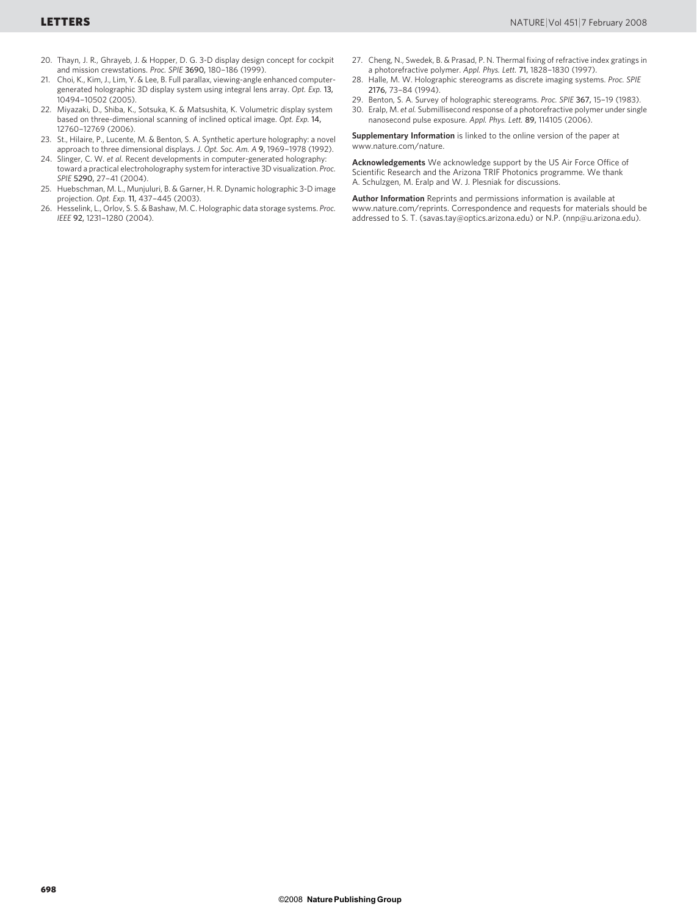20. Thayn, J. R., Ghrayeb, J. & Hopper, D. G. 3-D display design concept for cockpit and mission crewstations. *Proc. SPIE* **3690,** 180–186 (1999).
21. Choi, K., Kim, J., Lim, Y. & Lee, B. Full parallax, viewing-angle enhanced computer-generated holographic 3D display system using integral lens array. *Opt. Exp.* **13,** 10494–10502 (2005).
22. Miyazaki, D., Shiba, K., Sotsuka, K. & Matsushita, K. Volumetric display system based on three-dimensional scanning of inclined optical image. *Opt. Exp.* **14,** 12760–12769 (2006).
23. St., Hilaire, P., Lucente, M. & Benton, S. A. Synthetic aperture holography: a novel approach to three dimensional displays. *J. Opt. Soc. Am. A* **9,** 1969–1978 (1992).
24. Slinger, C. W. *et al.* Recent developments in computer-generated holography: toward a practical electroholography system for interactive 3D visualization. *Proc. SPIE* **5290,** 27–41 (2004).
25. Huebschman, M. L., Munjuluri, B. & Garner, H. R. Dynamic holographic 3-D image projection. *Opt. Exp.* **11,** 437–445 (2003).
26. Hesselink, L., Orlov, S. S. & Bashaw, M. C. Holographic data storage systems. *Proc. IEEE* **92,** 1231–1280 (2004).
27. Cheng, N., Swedek, B. & Prasad, P. N. Thermal fixing of refractive index gratings in a photorefractive polymer. *Appl. Phys. Lett.* **71,** 1828–1830 (1997).
28. Halle, M. W. Holographic stereograms as discrete imaging systems. *Proc. SPIE* **2176,** 73–84 (1994).
29. Benton, S. A. Survey of holographic stereograms. *Proc. SPIE* **367,** 15–19 (1983).
30. Eralp, M. *et al.* Submillisecond response of a photorefractive polymer under single nanosecond pulse exposure. *Appl. Phys. Lett.* **89,** 114105 (2006).

**Supplementary Information** is linked to the online version of the paper at www.nature.com/nature.

**Acknowledgements** We acknowledge support by the US Air Force Office of Scientific Research and the Arizona TRIF Photonics programme. We thank A. Schulzgen, M. Eralp and W. J. Plesniak for discussions.

**Author Information** Reprints and permissions information is available at www.nature.com/reprints. Correspondence and requests for materials should be addressed to S. T. (savas.tay@optics.arizona.edu) or N.P. (nnp@u.arizona.edu).